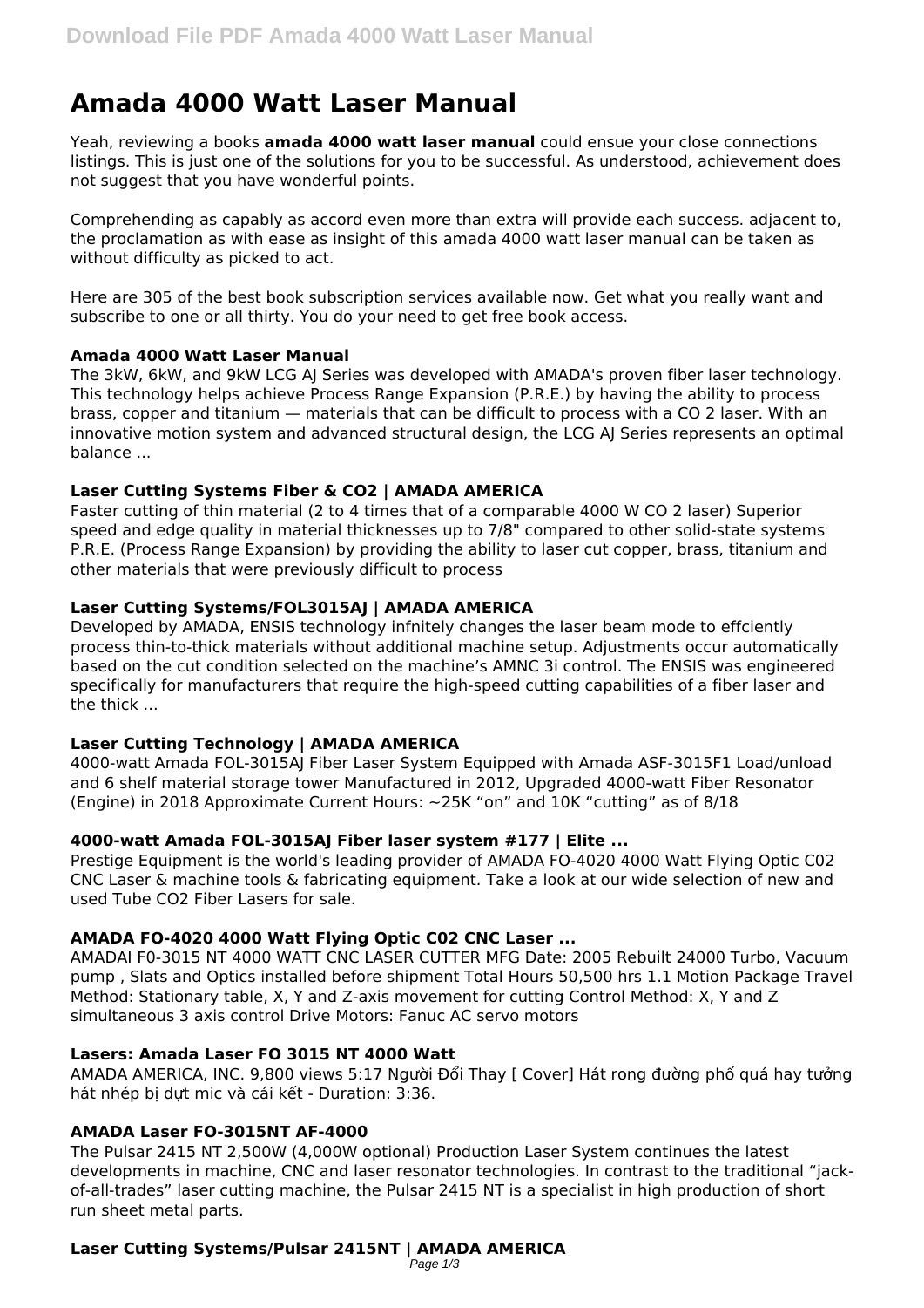# Amada 4000 Watt Laser Manual

Yeah, reviewing a books **amada 4000 watt laser manual** could ensue your close connections listings. This is just one of the solutions for you to be successful. As understood, achievement does not suggest that you have wonderful points.

Comprehending as capably as accord even more than extra will provide each success. adjacent to, the proclamation as with ease as insight of this amada 4000 watt laser manual can be taken as without difficulty as picked to act.

Here are 305 of the best book subscription services available now. Get what you really want and subscribe to one or all thirty. You do your need to get free book access.

### Amada 4000 Watt Laser Manual

The 3kW, 6kW, and 9kW LCG AJ Series was developed with AMADA's proven fiber laser technology. This technology helps achieve Process Range Expansion (P.R.E.) by having the ability to process brass, copper and titanium — materials that can be difficult to process with a CO 2 laser. With an innovative motion system and advanced structural design, the LCG AJ Series represents an optimal balance ...

### Laser Cutting Systems Fiber & CO2 | AMADA AMERICA

Faster cutting of thin material (2 to 4 times that of a comparable 4000 W CO 2 laser) Superior speed and edge quality in material thicknesses up to 7/8" compared to other solid-state systems P.R.E. (Process Range Expansion) by providing the ability to laser cut copper, brass, titanium and other materials that were previously difficult to process

### Laser Cutting Systems/FOL3015AJ | AMADA AMERICA

Developed by AMADA, ENSIS technology infnitely changes the laser beam mode to effciently process thin-to-thick materials without additional machine setup. Adjustments occur automatically based on the cut condition selected on the machine's AMNC 3i control. The ENSIS was engineered specifically for manufacturers that require the high-speed cutting capabilities of a fiber laser and the thick ...

### Laser Cutting Technology | AMADA AMERICA

4000-watt Amada FOL-3015AJ Fiber Laser System Equipped with Amada ASF-3015F1 Load/unload and 6 shelf material storage tower Manufactured in 2012, Upgraded 4000-watt Fiber Resonator (Engine) in 2018 Approximate Current Hours: ~25K "on" and 10K "cutting" as of 8/18

### 4000-watt Amada FOL-3015AJ Fiber laser system #177 | Elite ...

Prestige Equipment is the world's leading provider of AMADA FO-4020 4000 Watt Flying Optic C02 CNC Laser & machine tools & fabricating equipment. Take a look at our wide selection of new and used Tube CO2 Fiber Lasers for sale.

### AMADA FO-4020 4000 Watt Flying Optic C02 CNC Laser ...

AMADAI F0-3015 NT 4000 WATT CNC LASER CUTTER MFG Date: 2005 Rebuilt 24000 Turbo, Vacuum pump , Slats and Optics installed before shipment Total Hours 50,500 hrs 1.1 Motion Package Travel Method: Stationary table, X, Y and Z-axis movement for cutting Control Method: X, Y and Z simultaneous 3 axis control Drive Motors: Fanuc AC servo motors

### Lasers: Amada Laser FO 3015 NT 4000 Watt

AMADA AMERICA, INC. 9,800 views 5:17 Người Đổi Thay [ Cover] Hát rong đường phố quá hay tưởng hát nhép bị dựt mic và cái kết - Duration: 3:36.

### AMADA Laser FO-3015NT AF-4000

The Pulsar 2415 NT 2,500W (4,000W optional) Production Laser System continues the latest developments in machine, CNC and laser resonator technologies. In contrast to the traditional "jack-of-all-trades" laser cutting machine, the Pulsar 2415 NT is a specialist in high production of short run sheet metal parts.

### Laser Cutting Systems/Pulsar 2415NT | AMADA AMERICA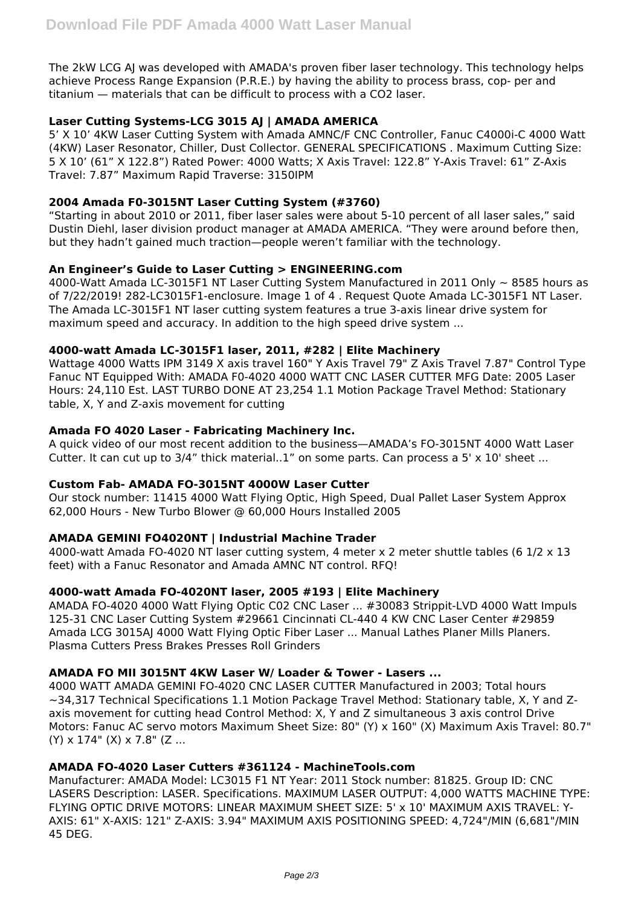The 2kW LCG AJ was developed with AMADA's proven fiber laser technology. This technology helps achieve Process Range Expansion (P.R.E.) by having the ability to process brass, cop- per and titanium — materials that can be difficult to process with a CO2 laser.

### Laser Cutting Systems-LCG 3015 AJ | AMADA AMERICA

5' X 10' 4KW Laser Cutting System with Amada AMNC/F CNC Controller, Fanuc C4000i-C 4000 Watt (4KW) Laser Resonator, Chiller, Dust Collector. GENERAL SPECIFICATIONS . Maximum Cutting Size: 5 X 10' (61" X 122.8") Rated Power: 4000 Watts; X Axis Travel: 122.8" Y-Axis Travel: 61" Z-Axis Travel: 7.87" Maximum Rapid Traverse: 3150IPM

### 2004 Amada F0-3015NT Laser Cutting System (#3760)

"Starting in about 2010 or 2011, fiber laser sales were about 5-10 percent of all laser sales," said Dustin Diehl, laser division product manager at AMADA AMERICA. "They were around before then, but they hadn't gained much traction—people weren't familiar with the technology.

### An Engineer's Guide to Laser Cutting > ENGINEERING.com

4000-Watt Amada LC-3015F1 NT Laser Cutting System Manufactured in 2011 Only ~ 8585 hours as of 7/22/2019! 282-LC3015F1-enclosure. Image 1 of 4 . Request Quote Amada LC-3015F1 NT Laser. The Amada LC-3015F1 NT laser cutting system features a true 3-axis linear drive system for maximum speed and accuracy. In addition to the high speed drive system ...

### 4000-watt Amada LC-3015F1 laser, 2011, #282 | Elite Machinery

Wattage 4000 Watts IPM 3149 X axis travel 160" Y Axis Travel 79" Z Axis Travel 7.87" Control Type Fanuc NT Equipped With: AMADA F0-4020 4000 WATT CNC LASER CUTTER MFG Date: 2005 Laser Hours: 24,110 Est. LAST TURBO DONE AT 23,254 1.1 Motion Package Travel Method: Stationary table, X, Y and Z-axis movement for cutting

### Amada FO 4020 Laser - Fabricating Machinery Inc.

A quick video of our most recent addition to the business—AMADA's FO-3015NT 4000 Watt Laser Cutter. It can cut up to 3/4" thick material..1" on some parts. Can process a 5' x 10' sheet ...

### Custom Fab- AMADA FO-3015NT 4000W Laser Cutter

Our stock number: 11415 4000 Watt Flying Optic, High Speed, Dual Pallet Laser System Approx 62,000 Hours - New Turbo Blower @ 60,000 Hours Installed 2005

### AMADA GEMINI FO4020NT | Industrial Machine Trader

4000-watt Amada FO-4020 NT laser cutting system, 4 meter x 2 meter shuttle tables (6 1/2 x 13 feet) with a Fanuc Resonator and Amada AMNC NT control. RFQ!

### 4000-watt Amada FO-4020NT laser, 2005 #193 | Elite Machinery

AMADA FO-4020 4000 Watt Flying Optic C02 CNC Laser ... #30083 Strippit-LVD 4000 Watt Impuls 125-31 CNC Laser Cutting System #29661 Cincinnati CL-440 4 KW CNC Laser Center #29859 Amada LCG 3015AJ 4000 Watt Flying Optic Fiber Laser ... Manual Lathes Planer Mills Planers. Plasma Cutters Press Brakes Presses Roll Grinders

### AMADA FO MII 3015NT 4KW Laser W/ Loader & Tower - Lasers ...

4000 WATT AMADA GEMINI FO-4020 CNC LASER CUTTER Manufactured in 2003; Total hours ~34,317 Technical Specifications 1.1 Motion Package Travel Method: Stationary table, X, Y and Z-axis movement for cutting head Control Method: X, Y and Z simultaneous 3 axis control Drive Motors: Fanuc AC servo motors Maximum Sheet Size: 80" (Y) x 160" (X) Maximum Axis Travel: 80.7" (Y) x 174" (X) x 7.8" (Z ...

### AMADA FO-4020 Laser Cutters #361124 - MachineTools.com

Manufacturer: AMADA Model: LC3015 F1 NT Year: 2011 Stock number: 81825. Group ID: CNC LASERS Description: LASER. Specifications. MAXIMUM LASER OUTPUT: 4,000 WATTS MACHINE TYPE: FLYING OPTIC DRIVE MOTORS: LINEAR MAXIMUM SHEET SIZE: 5' x 10' MAXIMUM AXIS TRAVEL: Y-AXIS: 61" X-AXIS: 121" Z-AXIS: 3.94" MAXIMUM AXIS POSITIONING SPEED: 4,724"/MIN (6,681"/MIN 45 DEG.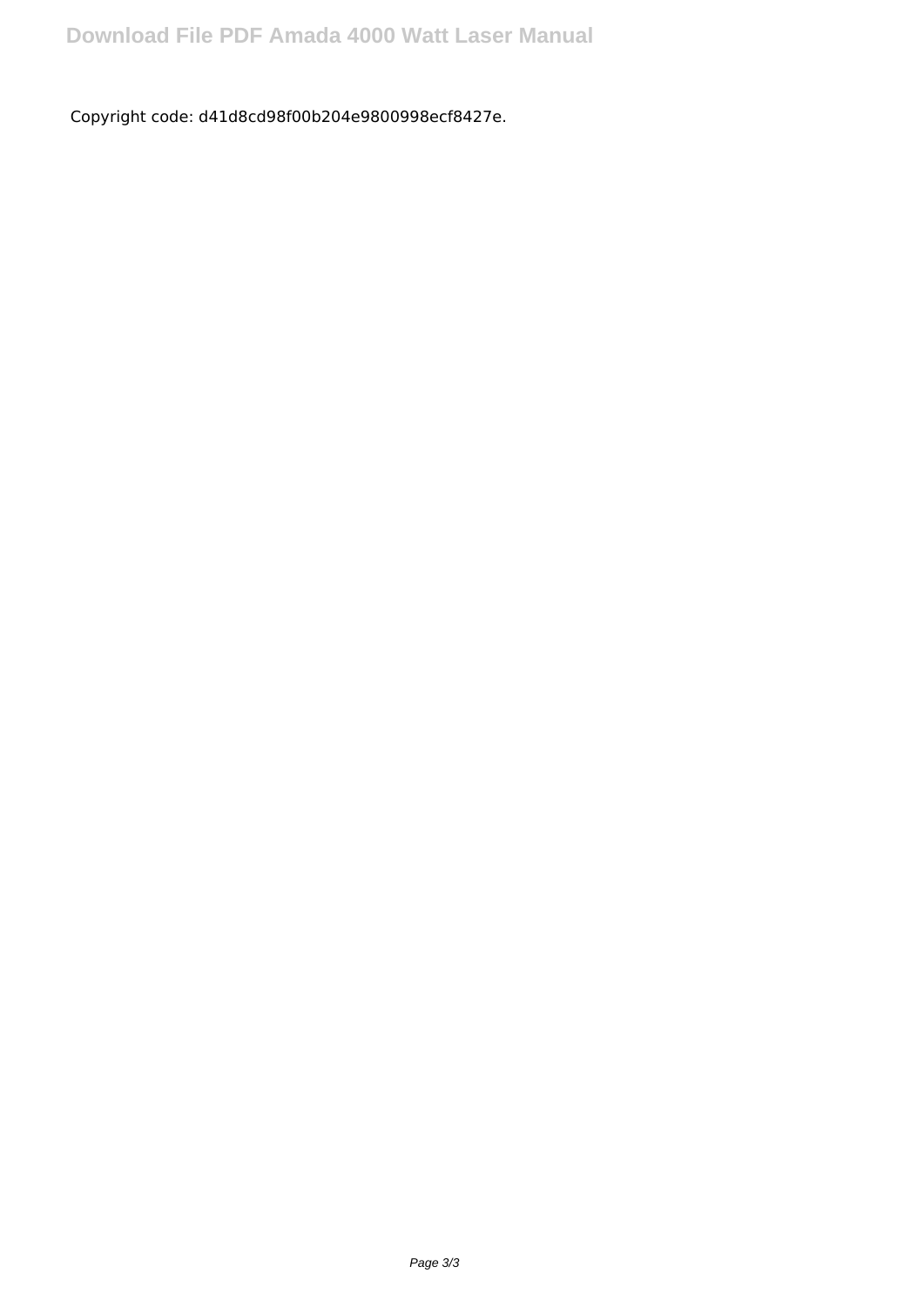Copyright code: d41d8cd98f00b204e9800998ecf8427e.